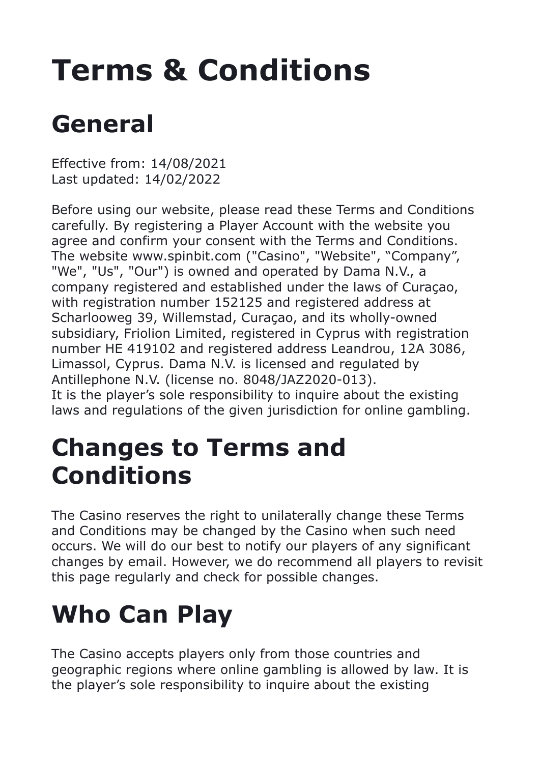# Terms & Conditions

## General

Effective from: 14/08/2021
Last updated: 14/02/2022

Before using our website, please read these Terms and Conditions carefully. By registering a Player Account with the website you agree and confirm your consent with the Terms and Conditions. The website www.spinbit.com ("Casino", "Website", “Company”, "We", "Us", "Our") is owned and operated by Dama N.V., a company registered and established under the laws of Curaçao, with registration number 152125 and registered address at Scharlooweg 39, Willemstad, Curaçao, and its wholly-owned subsidiary, Friolion Limited, registered in Cyprus with registration number HE 419102 and registered address Leandrou, 12A 3086, Limassol, Cyprus. Dama N.V. is licensed and regulated by Antillephone N.V. (license no. 8048/JAZ2020-013).
It is the player’s sole responsibility to inquire about the existing laws and regulations of the given jurisdiction for online gambling.

## Changes to Terms and Conditions

The Casino reserves the right to unilaterally change these Terms and Conditions may be changed by the Casino when such need occurs. We will do our best to notify our players of any significant changes by email. However, we do recommend all players to revisit this page regularly and check for possible changes.

## Who Can Play

The Casino accepts players only from those countries and geographic regions where online gambling is allowed by law. It is the player’s sole responsibility to inquire about the existing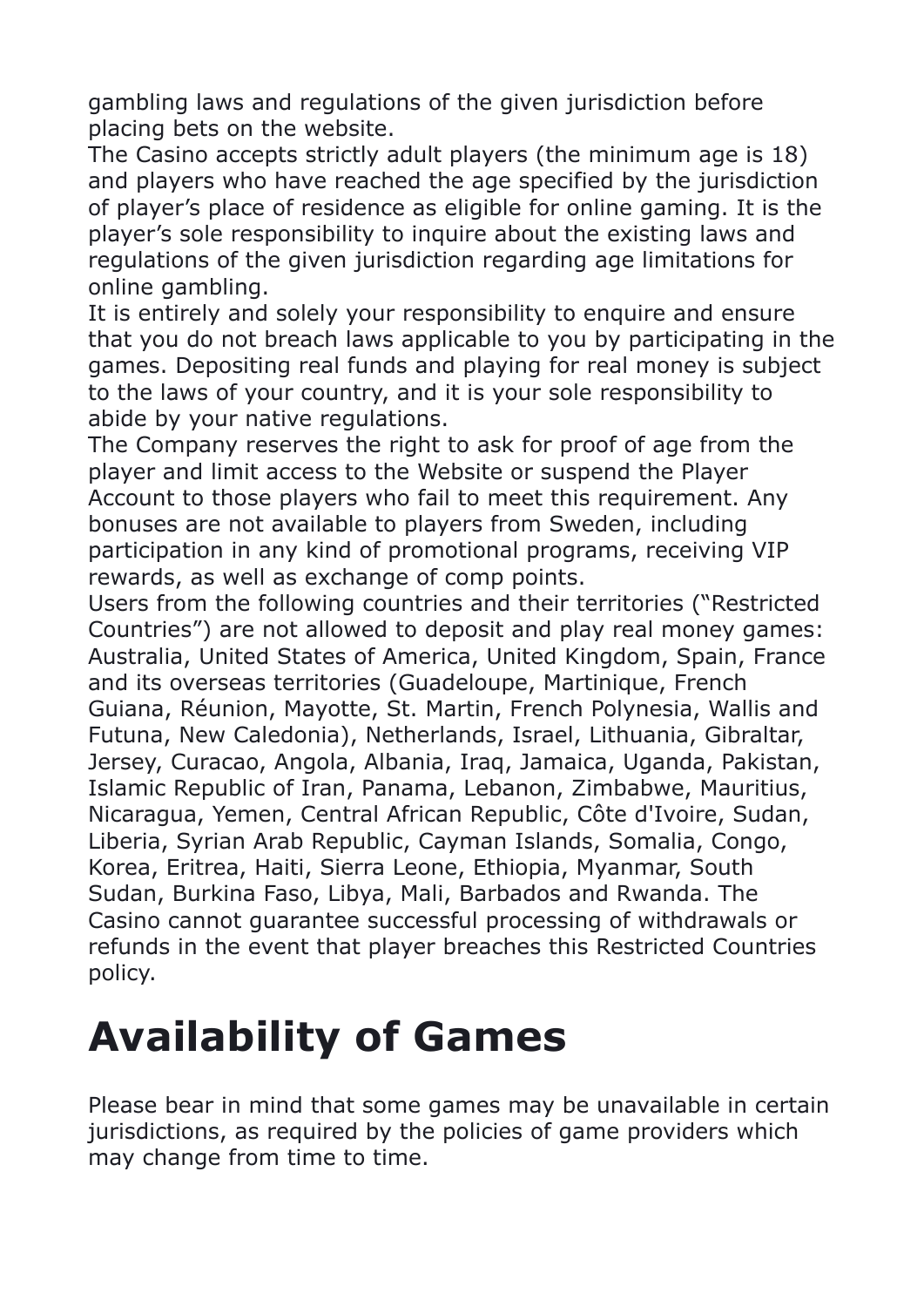gambling laws and regulations of the given jurisdiction before placing bets on the website.

The Casino accepts strictly adult players (the minimum age is 18) and players who have reached the age specified by the jurisdiction of player's place of residence as eligible for online gaming. It is the player's sole responsibility to inquire about the existing laws and regulations of the given jurisdiction regarding age limitations for online gambling.

It is entirely and solely your responsibility to enquire and ensure that you do not breach laws applicable to you by participating in the games. Depositing real funds and playing for real money is subject to the laws of your country, and it is your sole responsibility to abide by your native regulations.

The Company reserves the right to ask for proof of age from the player and limit access to the Website or suspend the Player Account to those players who fail to meet this requirement. Any bonuses are not available to players from Sweden, including participation in any kind of promotional programs, receiving VIP rewards, as well as exchange of comp points.

Users from the following countries and their territories ("Restricted Countries") are not allowed to deposit and play real money games: Australia, United States of America, United Kingdom, Spain, France and its overseas territories (Guadeloupe, Martinique, French Guiana, Réunion, Mayotte, St. Martin, French Polynesia, Wallis and Futuna, New Caledonia), Netherlands, Israel, Lithuania, Gibraltar, Jersey, Curacao, Angola, Albania, Iraq, Jamaica, Uganda, Pakistan, Islamic Republic of Iran, Panama, Lebanon, Zimbabwe, Mauritius, Nicaragua, Yemen, Central African Republic, Côte d'Ivoire, Sudan, Liberia, Syrian Arab Republic, Cayman Islands, Somalia, Congo, Korea, Eritrea, Haiti, Sierra Leone, Ethiopia, Myanmar, South Sudan, Burkina Faso, Libya, Mali, Barbados and Rwanda. The Casino cannot guarantee successful processing of withdrawals or refunds in the event that player breaches this Restricted Countries policy.

# Availability of Games

Please bear in mind that some games may be unavailable in certain jurisdictions, as required by the policies of game providers which may change from time to time.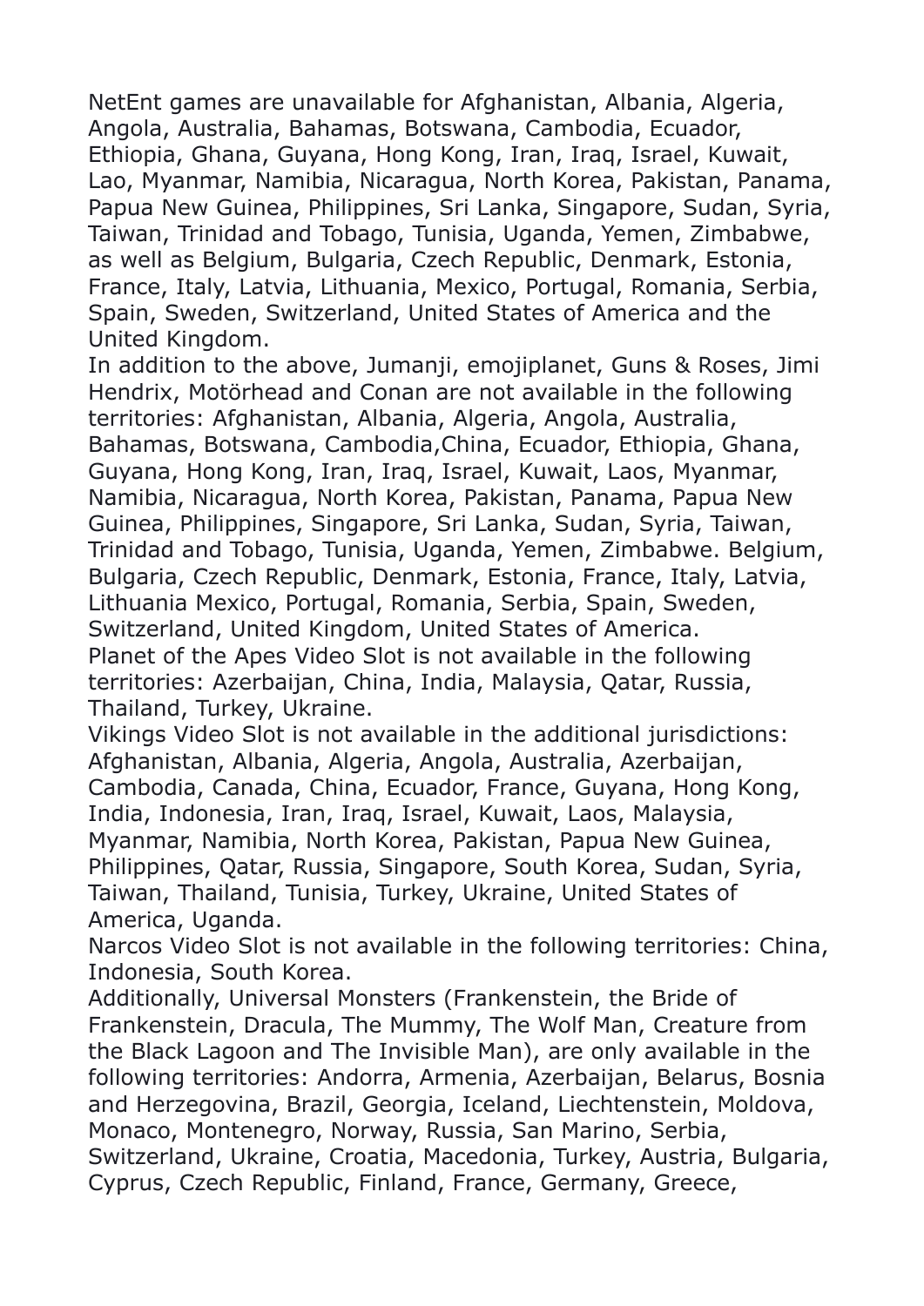NetEnt games are unavailable for Afghanistan, Albania, Algeria, Angola, Australia, Bahamas, Botswana, Cambodia, Ecuador, Ethiopia, Ghana, Guyana, Hong Kong, Iran, Iraq, Israel, Kuwait, Lao, Myanmar, Namibia, Nicaragua, North Korea, Pakistan, Panama, Papua New Guinea, Philippines, Sri Lanka, Singapore, Sudan, Syria, Taiwan, Trinidad and Tobago, Tunisia, Uganda, Yemen, Zimbabwe, as well as Belgium, Bulgaria, Czech Republic, Denmark, Estonia, France, Italy, Latvia, Lithuania, Mexico, Portugal, Romania, Serbia, Spain, Sweden, Switzerland, United States of America and the United Kingdom.
In addition to the above, Jumanji, emojiplanet, Guns & Roses, Jimi Hendrix, Motörhead and Conan are not available in the following territories: Afghanistan, Albania, Algeria, Angola, Australia, Bahamas, Botswana, Cambodia,China, Ecuador, Ethiopia, Ghana, Guyana, Hong Kong, Iran, Iraq, Israel, Kuwait, Laos, Myanmar, Namibia, Nicaragua, North Korea, Pakistan, Panama, Papua New Guinea, Philippines, Singapore, Sri Lanka, Sudan, Syria, Taiwan, Trinidad and Tobago, Tunisia, Uganda, Yemen, Zimbabwe. Belgium, Bulgaria, Czech Republic, Denmark, Estonia, France, Italy, Latvia, Lithuania Mexico, Portugal, Romania, Serbia, Spain, Sweden, Switzerland, United Kingdom, United States of America.
Planet of the Apes Video Slot is not available in the following territories: Azerbaijan, China, India, Malaysia, Qatar, Russia, Thailand, Turkey, Ukraine.
Vikings Video Slot is not available in the additional jurisdictions: Afghanistan, Albania, Algeria, Angola, Australia, Azerbaijan, Cambodia, Canada, China, Ecuador, France, Guyana, Hong Kong, India, Indonesia, Iran, Iraq, Israel, Kuwait, Laos, Malaysia, Myanmar, Namibia, North Korea, Pakistan, Papua New Guinea, Philippines, Qatar, Russia, Singapore, South Korea, Sudan, Syria, Taiwan, Thailand, Tunisia, Turkey, Ukraine, United States of America, Uganda.
Narcos Video Slot is not available in the following territories: China, Indonesia, South Korea.
Additionally, Universal Monsters (Frankenstein, the Bride of Frankenstein, Dracula, The Mummy, The Wolf Man, Creature from the Black Lagoon and The Invisible Man), are only available in the following territories: Andorra, Armenia, Azerbaijan, Belarus, Bosnia and Herzegovina, Brazil, Georgia, Iceland, Liechtenstein, Moldova, Monaco, Montenegro, Norway, Russia, San Marino, Serbia, Switzerland, Ukraine, Croatia, Macedonia, Turkey, Austria, Bulgaria, Cyprus, Czech Republic, Finland, France, Germany, Greece,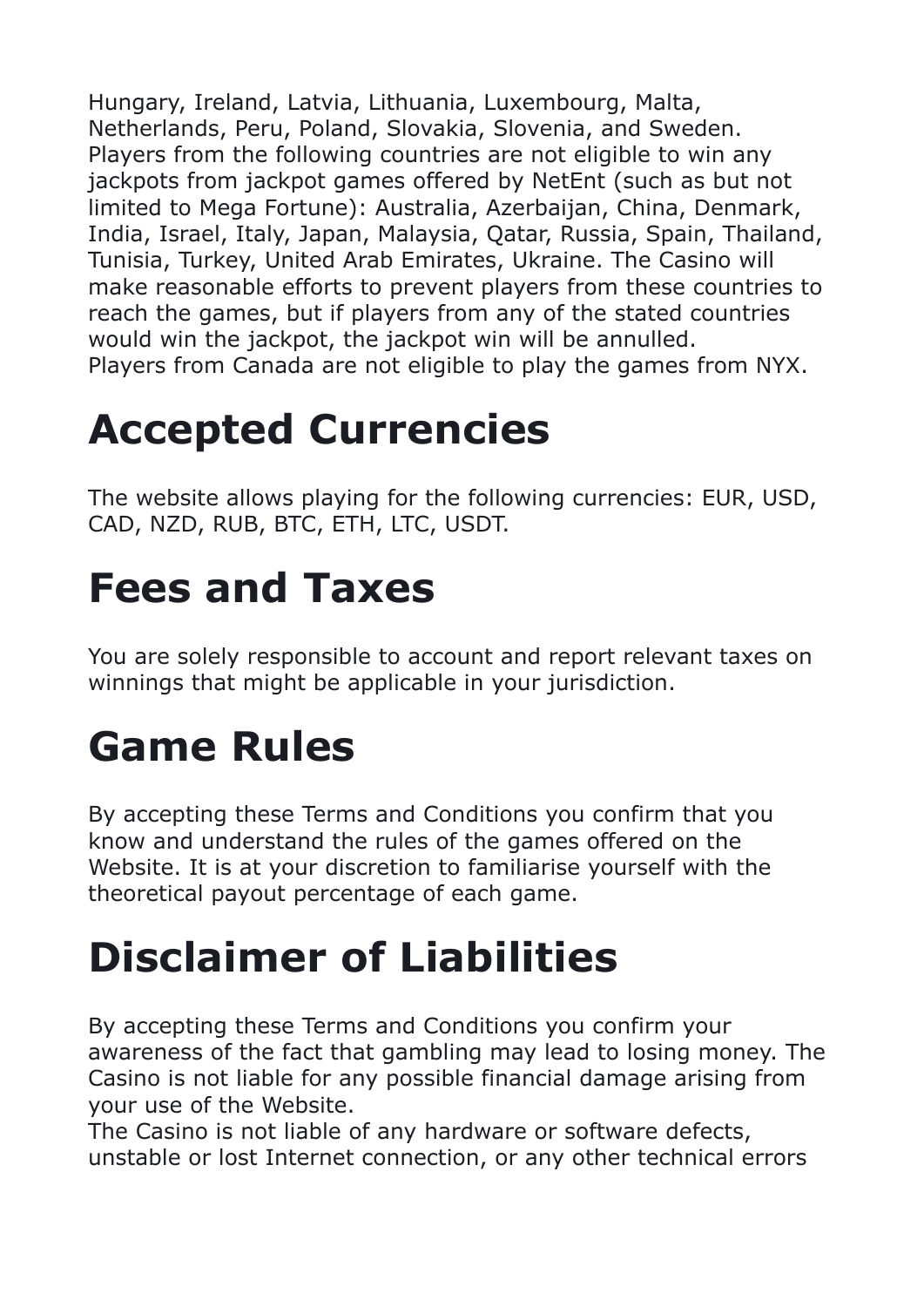Hungary, Ireland, Latvia, Lithuania, Luxembourg, Malta, Netherlands, Peru, Poland, Slovakia, Slovenia, and Sweden.
Players from the following countries are not eligible to win any jackpots from jackpot games offered by NetEnt (such as but not limited to Mega Fortune): Australia, Azerbaijan, China, Denmark, India, Israel, Italy, Japan, Malaysia, Qatar, Russia, Spain, Thailand, Tunisia, Turkey, United Arab Emirates, Ukraine. The Casino will make reasonable efforts to prevent players from these countries to reach the games, but if players from any of the stated countries would win the jackpot, the jackpot win will be annulled.
Players from Canada are not eligible to play the games from NYX.

# Accepted Currencies

The website allows playing for the following currencies: EUR, USD, CAD, NZD, RUB, BTC, ETH, LTC, USDT.

# Fees and Taxes

You are solely responsible to account and report relevant taxes on winnings that might be applicable in your jurisdiction.

# Game Rules

By accepting these Terms and Conditions you confirm that you know and understand the rules of the games offered on the Website. It is at your discretion to familiarise yourself with the theoretical payout percentage of each game.

# Disclaimer of Liabilities

By accepting these Terms and Conditions you confirm your awareness of the fact that gambling may lead to losing money. The Casino is not liable for any possible financial damage arising from your use of the Website.
The Casino is not liable of any hardware or software defects, unstable or lost Internet connection, or any other technical errors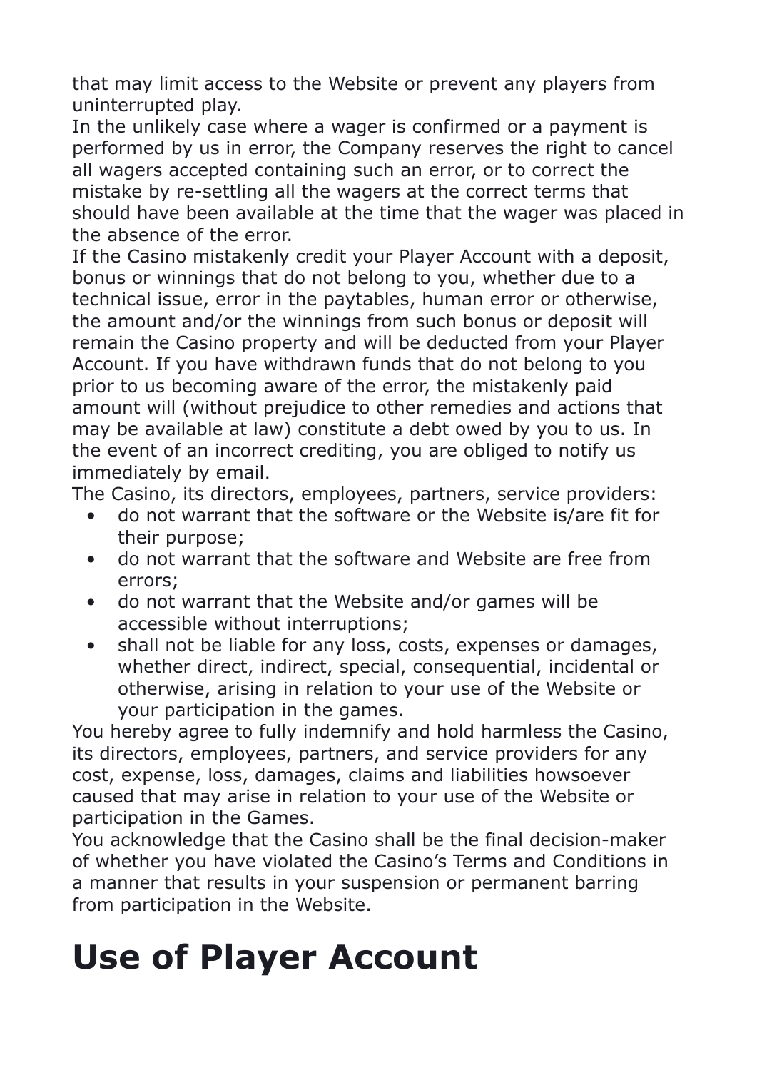that may limit access to the Website or prevent any players from uninterrupted play.

In the unlikely case where a wager is confirmed or a payment is performed by us in error, the Company reserves the right to cancel all wagers accepted containing such an error, or to correct the mistake by re-settling all the wagers at the correct terms that should have been available at the time that the wager was placed in the absence of the error.

If the Casino mistakenly credit your Player Account with a deposit, bonus or winnings that do not belong to you, whether due to a technical issue, error in the paytables, human error or otherwise, the amount and/or the winnings from such bonus or deposit will remain the Casino property and will be deducted from your Player Account. If you have withdrawn funds that do not belong to you prior to us becoming aware of the error, the mistakenly paid amount will (without prejudice to other remedies and actions that may be available at law) constitute a debt owed by you to us. In the event of an incorrect crediting, you are obliged to notify us immediately by email.

The Casino, its directors, employees, partners, service providers:

- do not warrant that the software or the Website is/are fit for their purpose;
- do not warrant that the software and Website are free from errors;
- do not warrant that the Website and/or games will be accessible without interruptions;
- shall not be liable for any loss, costs, expenses or damages, whether direct, indirect, special, consequential, incidental or otherwise, arising in relation to your use of the Website or your participation in the games.

You hereby agree to fully indemnify and hold harmless the Casino, its directors, employees, partners, and service providers for any cost, expense, loss, damages, claims and liabilities howsoever caused that may arise in relation to your use of the Website or participation in the Games.

You acknowledge that the Casino shall be the final decision-maker of whether you have violated the Casino's Terms and Conditions in a manner that results in your suspension or permanent barring from participation in the Website.

# Use of Player Account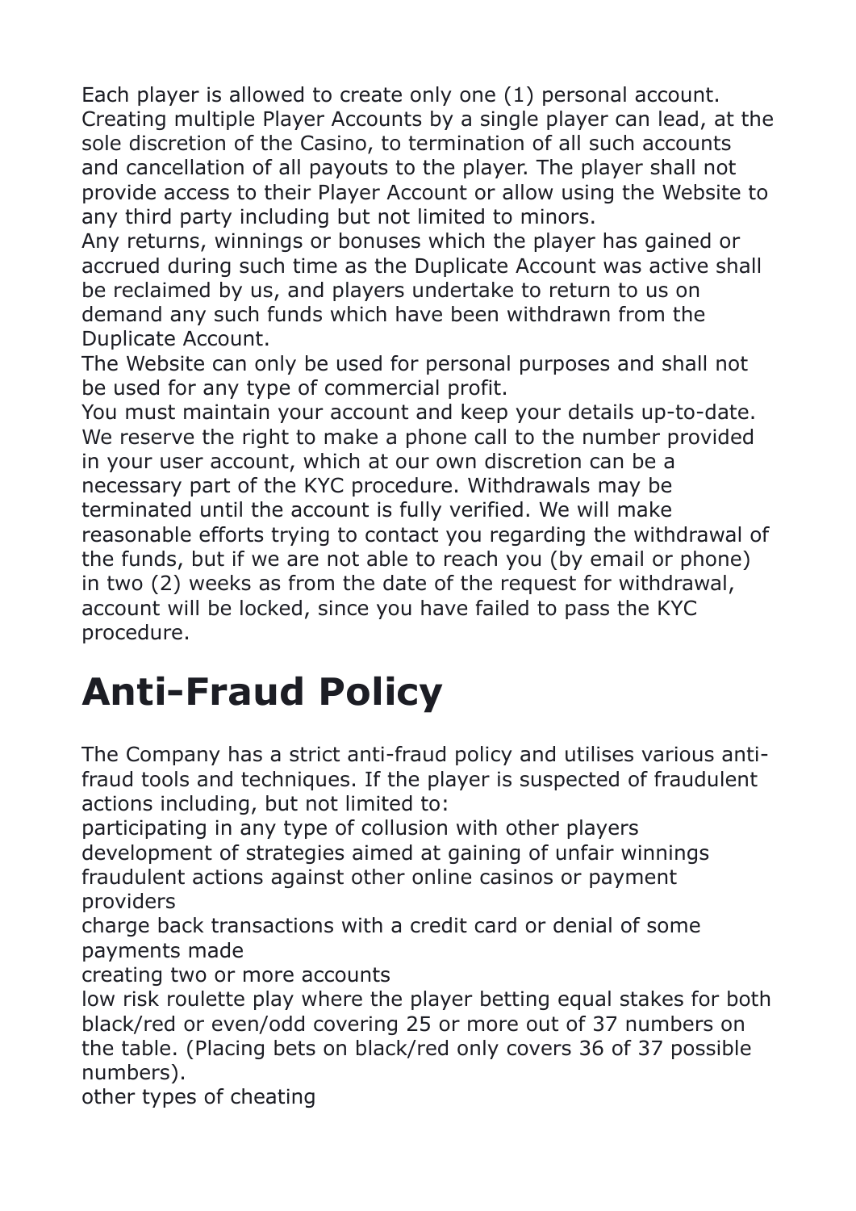Each player is allowed to create only one (1) personal account. Creating multiple Player Accounts by a single player can lead, at the sole discretion of the Casino, to termination of all such accounts and cancellation of all payouts to the player. The player shall not provide access to their Player Account or allow using the Website to any third party including but not limited to minors.

Any returns, winnings or bonuses which the player has gained or accrued during such time as the Duplicate Account was active shall be reclaimed by us, and players undertake to return to us on demand any such funds which have been withdrawn from the Duplicate Account.

The Website can only be used for personal purposes and shall not be used for any type of commercial profit.

You must maintain your account and keep your details up-to-date. We reserve the right to make a phone call to the number provided in your user account, which at our own discretion can be a necessary part of the KYC procedure. Withdrawals may be terminated until the account is fully verified. We will make reasonable efforts trying to contact you regarding the withdrawal of the funds, but if we are not able to reach you (by email or phone) in two (2) weeks as from the date of the request for withdrawal, account will be locked, since you have failed to pass the KYC procedure.

# Anti-Fraud Policy

The Company has a strict anti-fraud policy and utilises various anti-fraud tools and techniques. If the player is suspected of fraudulent actions including, but not limited to:

participating in any type of collusion with other players

development of strategies aimed at gaining of unfair winnings

fraudulent actions against other online casinos or payment providers

charge back transactions with a credit card or denial of some payments made

creating two or more accounts

low risk roulette play where the player betting equal stakes for both black/red or even/odd covering 25 or more out of 37 numbers on the table. (Placing bets on black/red only covers 36 of 37 possible numbers).

other types of cheating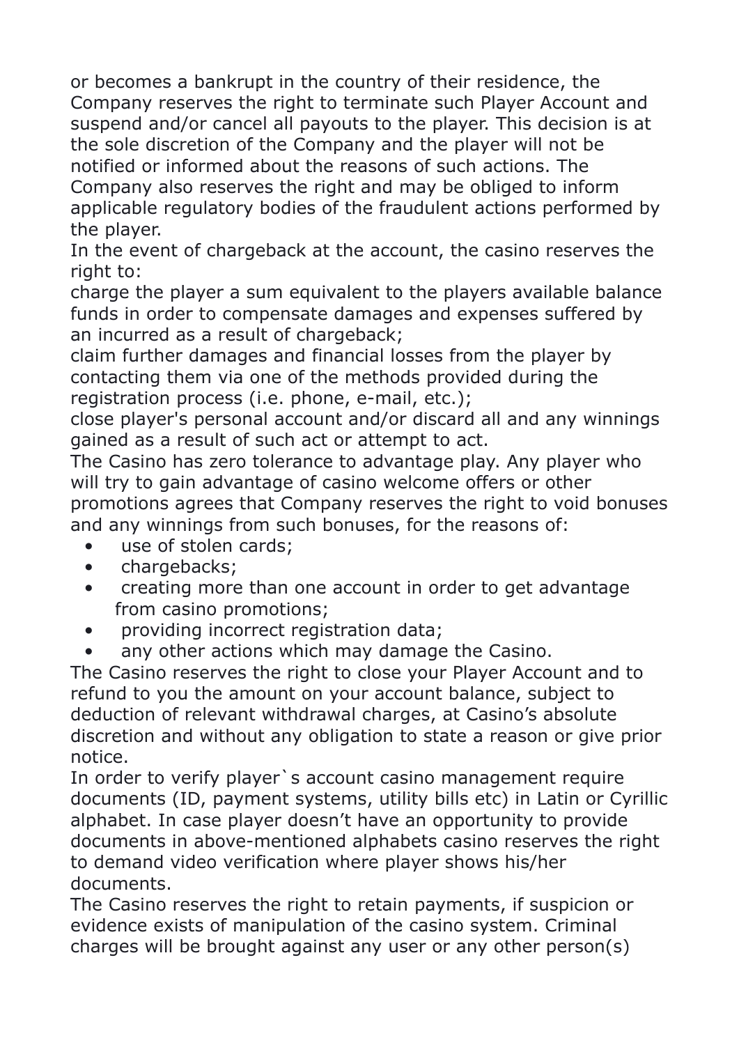or becomes a bankrupt in the country of their residence, the Company reserves the right to terminate such Player Account and suspend and/or cancel all payouts to the player. This decision is at the sole discretion of the Company and the player will not be notified or informed about the reasons of such actions. The Company also reserves the right and may be obliged to inform applicable regulatory bodies of the fraudulent actions performed by the player.

In the event of chargeback at the account, the casino reserves the right to:

charge the player a sum equivalent to the players available balance funds in order to compensate damages and expenses suffered by an incurred as a result of chargeback;

claim further damages and financial losses from the player by contacting them via one of the methods provided during the registration process (i.e. phone, e-mail, etc.);

close player's personal account and/or discard all and any winnings gained as a result of such act or attempt to act.

The Casino has zero tolerance to advantage play. Any player who will try to gain advantage of casino welcome offers or other promotions agrees that Company reserves the right to void bonuses and any winnings from such bonuses, for the reasons of:

- use of stolen cards;
- chargebacks;
- creating more than one account in order to get advantage from casino promotions;
- providing incorrect registration data;
- any other actions which may damage the Casino.

The Casino reserves the right to close your Player Account and to refund to you the amount on your account balance, subject to deduction of relevant withdrawal charges, at Casino's absolute discretion and without any obligation to state a reason or give prior notice.

In order to verify player`s account casino management require documents (ID, payment systems, utility bills etc) in Latin or Cyrillic alphabet. In case player doesn't have an opportunity to provide documents in above-mentioned alphabets casino reserves the right to demand video verification where player shows his/her documents.

The Casino reserves the right to retain payments, if suspicion or evidence exists of manipulation of the casino system. Criminal charges will be brought against any user or any other person(s)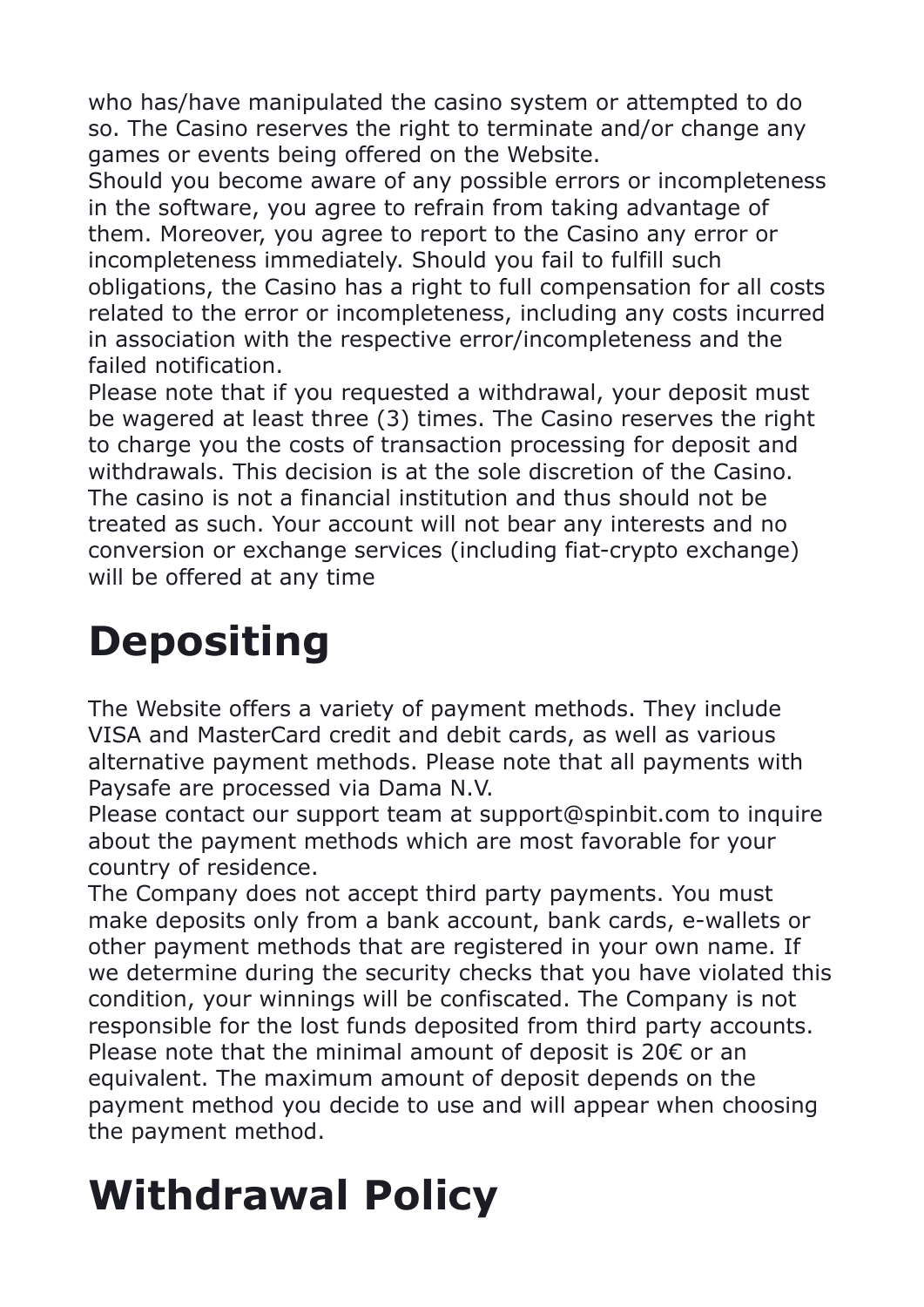who has/have manipulated the casino system or attempted to do so. The Casino reserves the right to terminate and/or change any games or events being offered on the Website.
Should you become aware of any possible errors or incompleteness in the software, you agree to refrain from taking advantage of them. Moreover, you agree to report to the Casino any error or incompleteness immediately. Should you fail to fulfill such obligations, the Casino has a right to full compensation for all costs related to the error or incompleteness, including any costs incurred in association with the respective error/incompleteness and the failed notification.
Please note that if you requested a withdrawal, your deposit must be wagered at least three (3) times. The Casino reserves the right to charge you the costs of transaction processing for deposit and withdrawals. This decision is at the sole discretion of the Casino. The casino is not a financial institution and thus should not be treated as such. Your account will not bear any interests and no conversion or exchange services (including fiat-crypto exchange) will be offered at any time

# Depositing

The Website offers a variety of payment methods. They include VISA and MasterCard credit and debit cards, as well as various alternative payment methods. Please note that all payments with Paysafe are processed via Dama N.V.
Please contact our support team at support@spinbit.com to inquire about the payment methods which are most favorable for your country of residence.
The Company does not accept third party payments. You must make deposits only from a bank account, bank cards, e-wallets or other payment methods that are registered in your own name. If we determine during the security checks that you have violated this condition, your winnings will be confiscated. The Company is not responsible for the lost funds deposited from third party accounts.
Please note that the minimal amount of deposit is 20€ or an equivalent. The maximum amount of deposit depends on the payment method you decide to use and will appear when choosing the payment method.

# Withdrawal Policy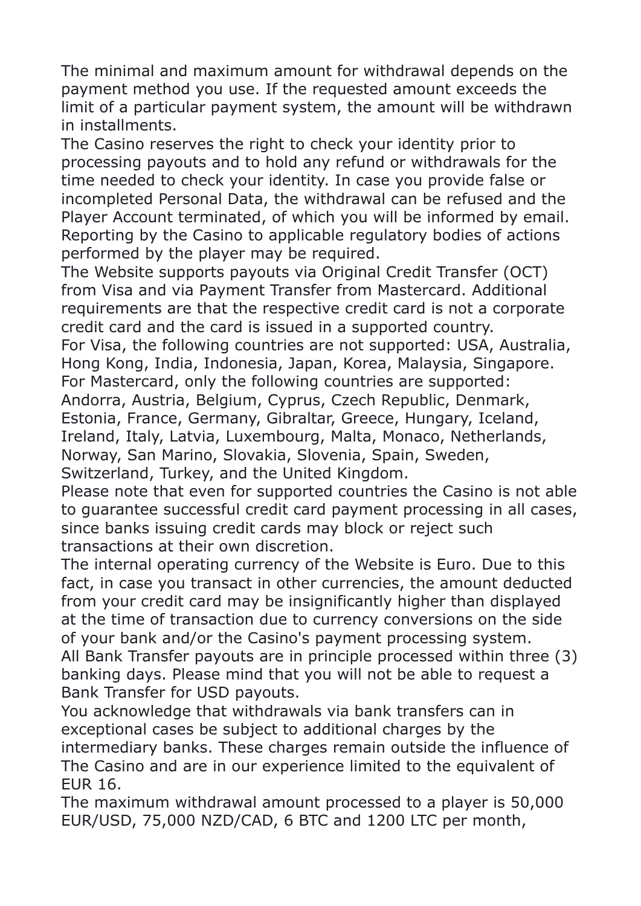The minimal and maximum amount for withdrawal depends on the payment method you use. If the requested amount exceeds the limit of a particular payment system, the amount will be withdrawn in installments.

The Casino reserves the right to check your identity prior to processing payouts and to hold any refund or withdrawals for the time needed to check your identity. In case you provide false or incompleted Personal Data, the withdrawal can be refused and the Player Account terminated, of which you will be informed by email. Reporting by the Casino to applicable regulatory bodies of actions performed by the player may be required.

The Website supports payouts via Original Credit Transfer (OCT) from Visa and via Payment Transfer from Mastercard. Additional requirements are that the respective credit card is not a corporate credit card and the card is issued in a supported country.

For Visa, the following countries are not supported: USA, Australia, Hong Kong, India, Indonesia, Japan, Korea, Malaysia, Singapore.

For Mastercard, only the following countries are supported: Andorra, Austria, Belgium, Cyprus, Czech Republic, Denmark, Estonia, France, Germany, Gibraltar, Greece, Hungary, Iceland, Ireland, Italy, Latvia, Luxembourg, Malta, Monaco, Netherlands, Norway, San Marino, Slovakia, Slovenia, Spain, Sweden, Switzerland, Turkey, and the United Kingdom.

Please note that even for supported countries the Casino is not able to guarantee successful credit card payment processing in all cases, since banks issuing credit cards may block or reject such transactions at their own discretion.

The internal operating currency of the Website is Euro. Due to this fact, in case you transact in other currencies, the amount deducted from your credit card may be insignificantly higher than displayed at the time of transaction due to currency conversions on the side of your bank and/or the Casino's payment processing system.

All Bank Transfer payouts are in principle processed within three (3) banking days. Please mind that you will not be able to request a Bank Transfer for USD payouts.

You acknowledge that withdrawals via bank transfers can in exceptional cases be subject to additional charges by the intermediary banks. These charges remain outside the influence of The Casino and are in our experience limited to the equivalent of EUR 16.

The maximum withdrawal amount processed to a player is 50,000 EUR/USD, 75,000 NZD/CAD, 6 BTC and 1200 LTC per month,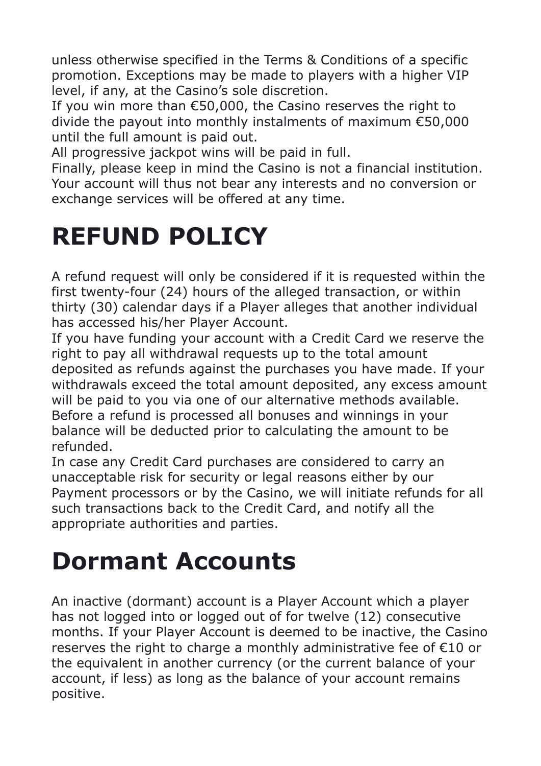unless otherwise specified in the Terms & Conditions of a specific promotion. Exceptions may be made to players with a higher VIP level, if any, at the Casino's sole discretion.

If you win more than €50,000, the Casino reserves the right to divide the payout into monthly instalments of maximum €50,000 until the full amount is paid out.

All progressive jackpot wins will be paid in full.

Finally, please keep in mind the Casino is not a financial institution. Your account will thus not bear any interests and no conversion or exchange services will be offered at any time.

# REFUND POLICY

A refund request will only be considered if it is requested within the first twenty-four (24) hours of the alleged transaction, or within thirty (30) calendar days if a Player alleges that another individual has accessed his/her Player Account.

If you have funding your account with a Credit Card we reserve the right to pay all withdrawal requests up to the total amount deposited as refunds against the purchases you have made. If your withdrawals exceed the total amount deposited, any excess amount will be paid to you via one of our alternative methods available.

Before a refund is processed all bonuses and winnings in your balance will be deducted prior to calculating the amount to be refunded.

In case any Credit Card purchases are considered to carry an unacceptable risk for security or legal reasons either by our Payment processors or by the Casino, we will initiate refunds for all such transactions back to the Credit Card, and notify all the appropriate authorities and parties.

# Dormant Accounts

An inactive (dormant) account is a Player Account which a player has not logged into or logged out of for twelve (12) consecutive months. If your Player Account is deemed to be inactive, the Casino reserves the right to charge a monthly administrative fee of €10 or the equivalent in another currency (or the current balance of your account, if less) as long as the balance of your account remains positive.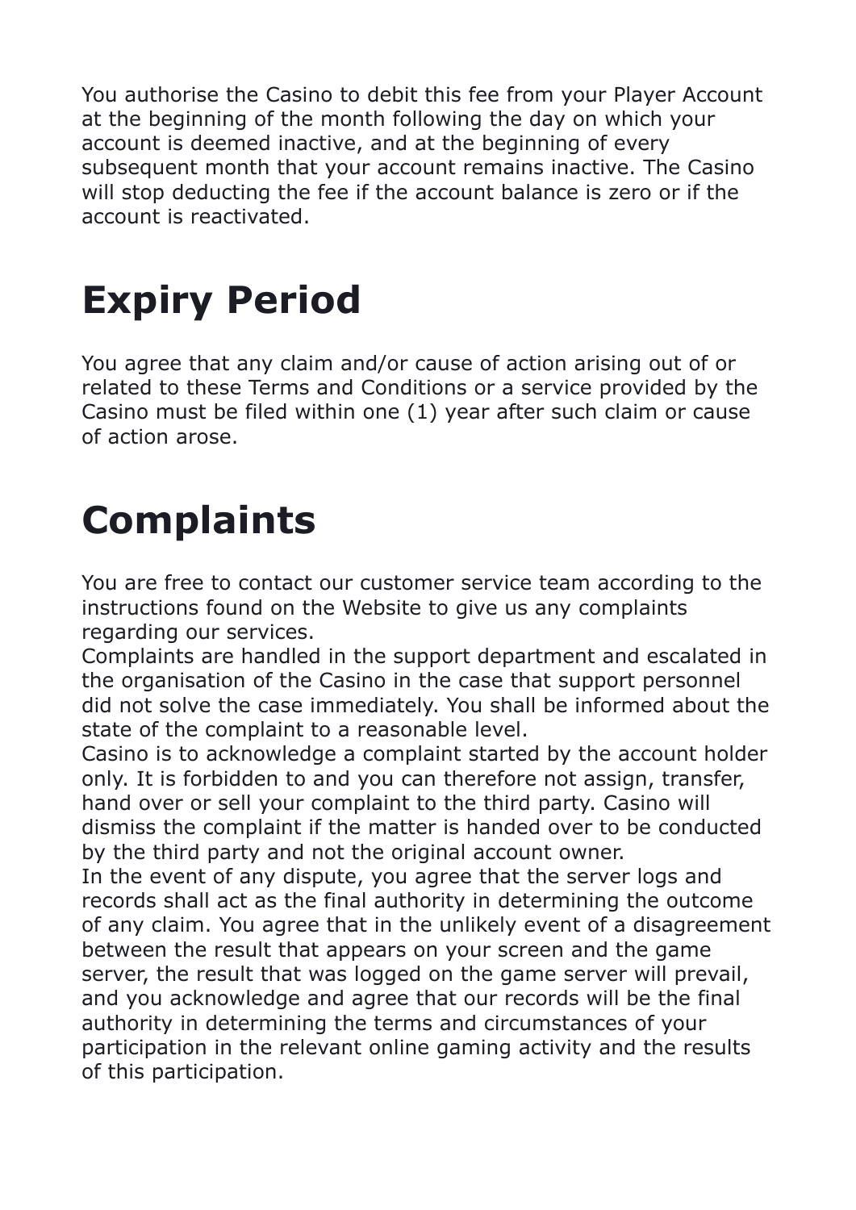You authorise the Casino to debit this fee from your Player Account at the beginning of the month following the day on which your account is deemed inactive, and at the beginning of every subsequent month that your account remains inactive. The Casino will stop deducting the fee if the account balance is zero or if the account is reactivated.

# Expiry Period

You agree that any claim and/or cause of action arising out of or related to these Terms and Conditions or a service provided by the Casino must be filed within one (1) year after such claim or cause of action arose.

# Complaints

You are free to contact our customer service team according to the instructions found on the Website to give us any complaints regarding our services.
Complaints are handled in the support department and escalated in the organisation of the Casino in the case that support personnel did not solve the case immediately. You shall be informed about the state of the complaint to a reasonable level.
Casino is to acknowledge a complaint started by the account holder only. It is forbidden to and you can therefore not assign, transfer, hand over or sell your complaint to the third party. Casino will dismiss the complaint if the matter is handed over to be conducted by the third party and not the original account owner.
In the event of any dispute, you agree that the server logs and records shall act as the final authority in determining the outcome of any claim. You agree that in the unlikely event of a disagreement between the result that appears on your screen and the game server, the result that was logged on the game server will prevail, and you acknowledge and agree that our records will be the final authority in determining the terms and circumstances of your participation in the relevant online gaming activity and the results of this participation.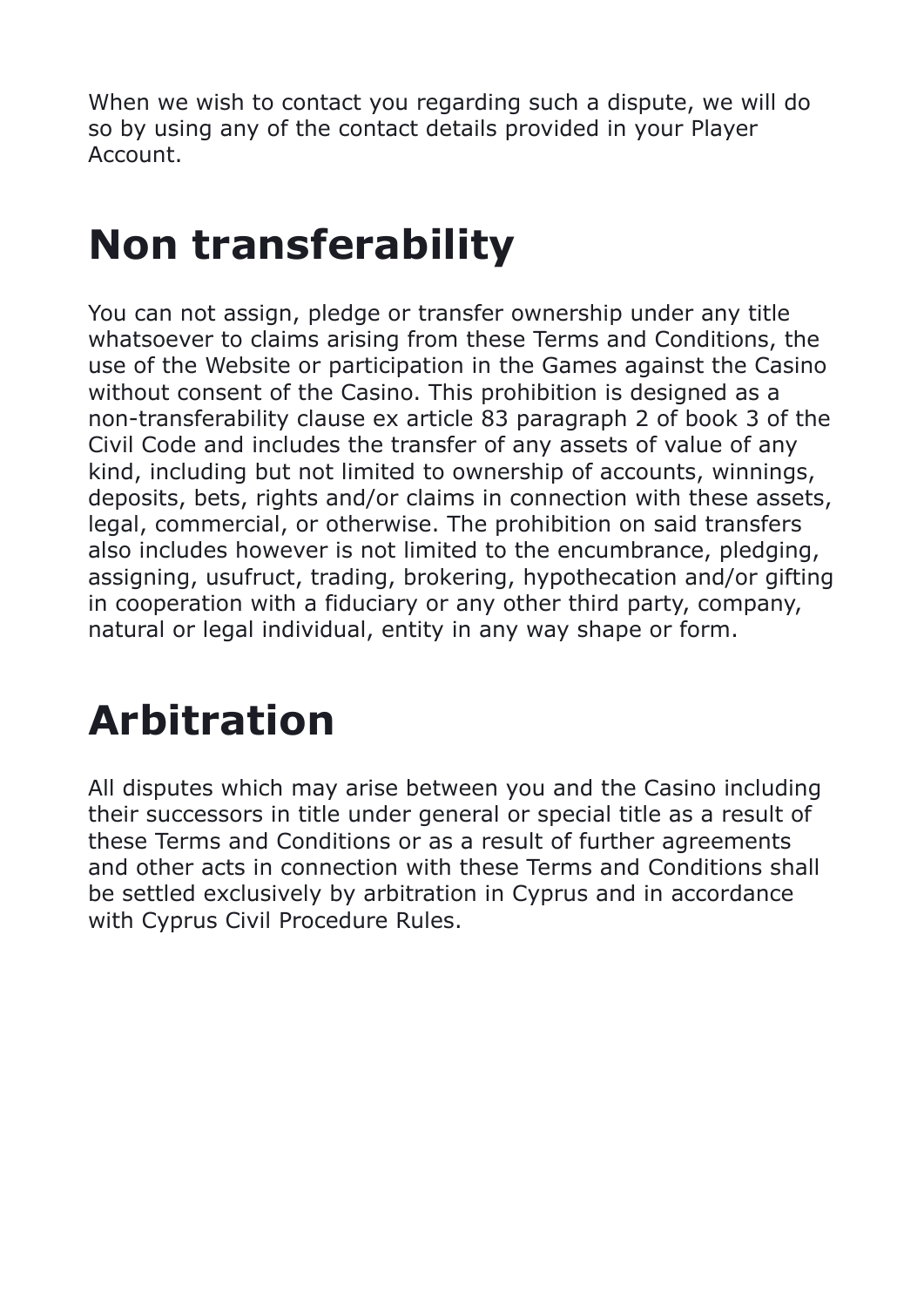When we wish to contact you regarding such a dispute, we will do so by using any of the contact details provided in your Player Account.

# Non transferability

You can not assign, pledge or transfer ownership under any title whatsoever to claims arising from these Terms and Conditions, the use of the Website or participation in the Games against the Casino without consent of the Casino. This prohibition is designed as a non-transferability clause ex article 83 paragraph 2 of book 3 of the Civil Code and includes the transfer of any assets of value of any kind, including but not limited to ownership of accounts, winnings, deposits, bets, rights and/or claims in connection with these assets, legal, commercial, or otherwise. The prohibition on said transfers also includes however is not limited to the encumbrance, pledging, assigning, usufruct, trading, brokering, hypothecation and/or gifting in cooperation with a fiduciary or any other third party, company, natural or legal individual, entity in any way shape or form.

# Arbitration

All disputes which may arise between you and the Casino including their successors in title under general or special title as a result of these Terms and Conditions or as a result of further agreements and other acts in connection with these Terms and Conditions shall be settled exclusively by arbitration in Cyprus and in accordance with Cyprus Civil Procedure Rules.